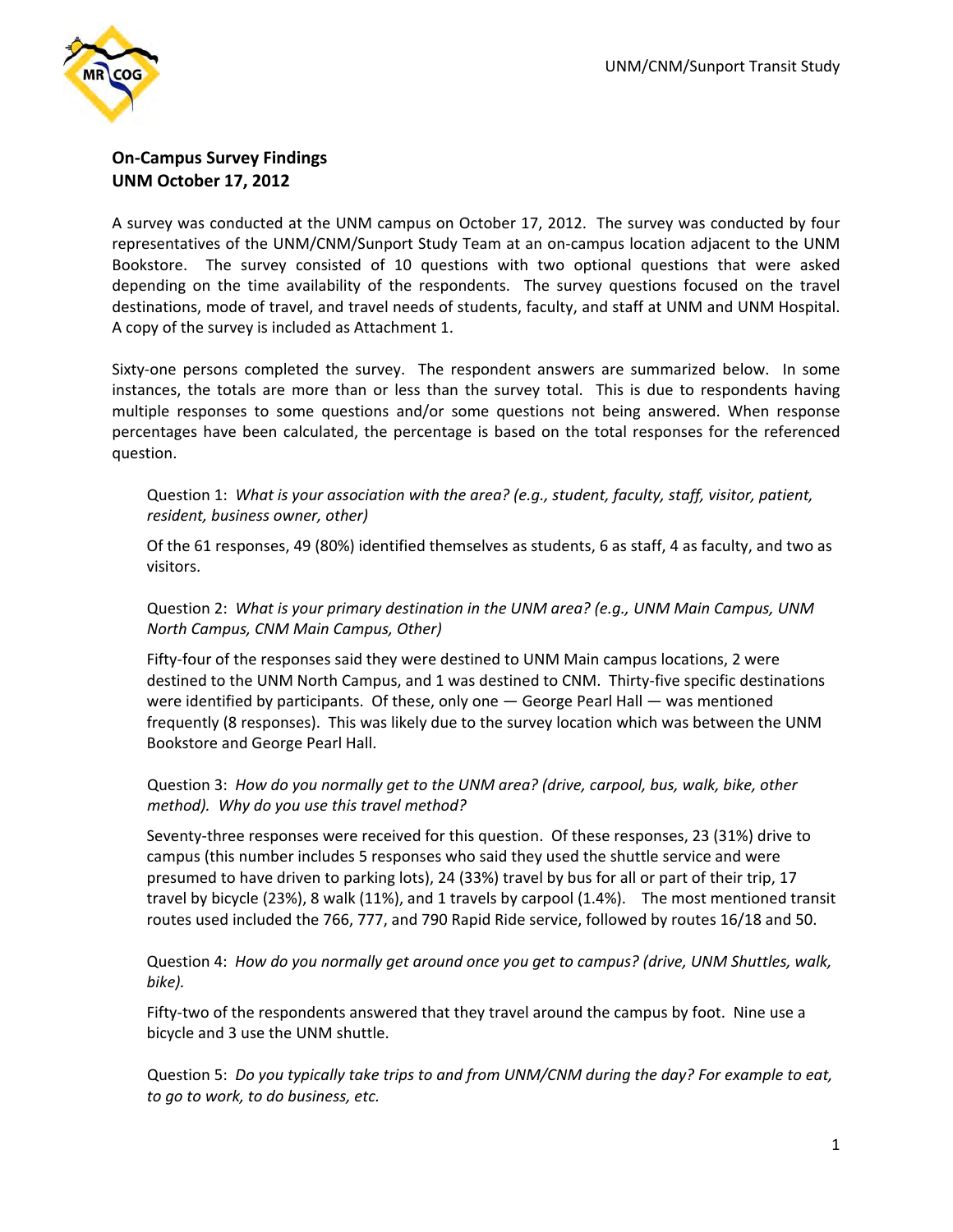**On-Campus Survey Findings**
**UNM October 17, 2012**

A survey was conducted at the UNM campus on October 17, 2012. The survey was conducted by four representatives of the UNM/CNM/Sunport Study Team at an on-campus location adjacent to the UNM Bookstore. The survey consisted of 10 questions with two optional questions that were asked depending on the time availability of the respondents. The survey questions focused on the travel destinations, mode of travel, and travel needs of students, faculty, and staff at UNM and UNM Hospital. A copy of the survey is included as Attachment 1.

Sixty-one persons completed the survey. The respondent answers are summarized below. In some instances, the totals are more than or less than the survey total. This is due to respondents having multiple responses to some questions and/or some questions not being answered. When response percentages have been calculated, the percentage is based on the total responses for the referenced question.

Question 1: *What is your association with the area? (e.g., student, faculty, staff, visitor, patient, resident, business owner, other)*

Of the 61 responses, 49 (80%) identified themselves as students, 6 as staff, 4 as faculty, and two as visitors.

Question 2: *What is your primary destination in the UNM area? (e.g., UNM Main Campus, UNM North Campus, CNM Main Campus, Other)*

Fifty-four of the responses said they were destined to UNM Main campus locations, 2 were destined to the UNM North Campus, and 1 was destined to CNM. Thirty-five specific destinations were identified by participants. Of these, only one — George Pearl Hall — was mentioned frequently (8 responses). This was likely due to the survey location which was between the UNM Bookstore and George Pearl Hall.

Question 3: *How do you normally get to the UNM area? (drive, carpool, bus, walk, bike, other method). Why do you use this travel method?*

Seventy-three responses were received for this question. Of these responses, 23 (31%) drive to campus (this number includes 5 responses who said they used the shuttle service and were presumed to have driven to parking lots), 24 (33%) travel by bus for all or part of their trip, 17 travel by bicycle (23%), 8 walk (11%), and 1 travels by carpool (1.4%). The most mentioned transit routes used included the 766, 777, and 790 Rapid Ride service, followed by routes 16/18 and 50.

Question 4: *How do you normally get around once you get to campus? (drive, UNM Shuttles, walk, bike).*

Fifty-two of the respondents answered that they travel around the campus by foot. Nine use a bicycle and 3 use the UNM shuttle.

Question 5: *Do you typically take trips to and from UNM/CNM during the day? For example to eat, to go to work, to do business, etc.*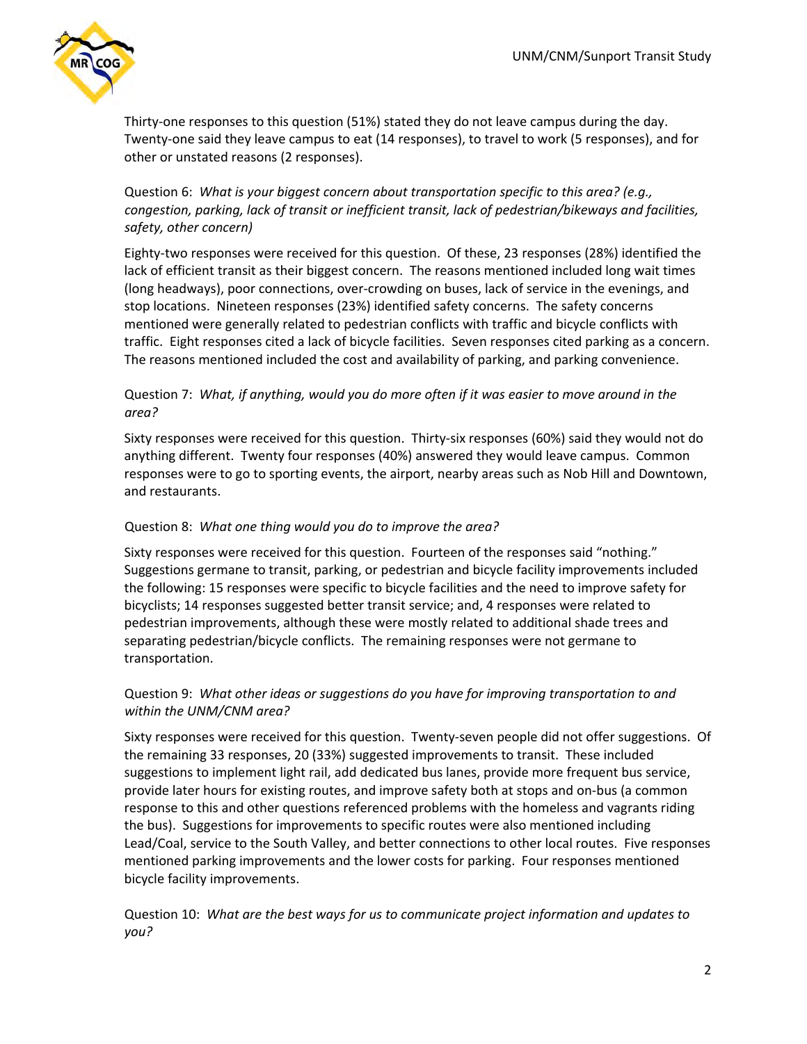Thirty-one responses to this question (51%) stated they do not leave campus during the day. Twenty-one said they leave campus to eat (14 responses), to travel to work (5 responses), and for other or unstated reasons (2 responses).

Question 6: *What is your biggest concern about transportation specific to this area? (e.g., congestion, parking, lack of transit or inefficient transit, lack of pedestrian/bikeways and facilities, safety, other concern)*

Eighty-two responses were received for this question. Of these, 23 responses (28%) identified the lack of efficient transit as their biggest concern. The reasons mentioned included long wait times (long headways), poor connections, over-crowding on buses, lack of service in the evenings, and stop locations. Nineteen responses (23%) identified safety concerns. The safety concerns mentioned were generally related to pedestrian conflicts with traffic and bicycle conflicts with traffic. Eight responses cited a lack of bicycle facilities. Seven responses cited parking as a concern. The reasons mentioned included the cost and availability of parking, and parking convenience.

Question 7: *What, if anything, would you do more often if it was easier to move around in the area?*

Sixty responses were received for this question. Thirty-six responses (60%) said they would not do anything different. Twenty four responses (40%) answered they would leave campus. Common responses were to go to sporting events, the airport, nearby areas such as Nob Hill and Downtown, and restaurants.

Question 8: *What one thing would you do to improve the area?*

Sixty responses were received for this question. Fourteen of the responses said "nothing." Suggestions germane to transit, parking, or pedestrian and bicycle facility improvements included the following: 15 responses were specific to bicycle facilities and the need to improve safety for bicyclists; 14 responses suggested better transit service; and, 4 responses were related to pedestrian improvements, although these were mostly related to additional shade trees and separating pedestrian/bicycle conflicts. The remaining responses were not germane to transportation.

Question 9: *What other ideas or suggestions do you have for improving transportation to and within the UNM/CNM area?*

Sixty responses were received for this question. Twenty-seven people did not offer suggestions. Of the remaining 33 responses, 20 (33%) suggested improvements to transit. These included suggestions to implement light rail, add dedicated bus lanes, provide more frequent bus service, provide later hours for existing routes, and improve safety both at stops and on-bus (a common response to this and other questions referenced problems with the homeless and vagrants riding the bus). Suggestions for improvements to specific routes were also mentioned including Lead/Coal, service to the South Valley, and better connections to other local routes. Five responses mentioned parking improvements and the lower costs for parking. Four responses mentioned bicycle facility improvements.

Question 10: *What are the best ways for us to communicate project information and updates to you?*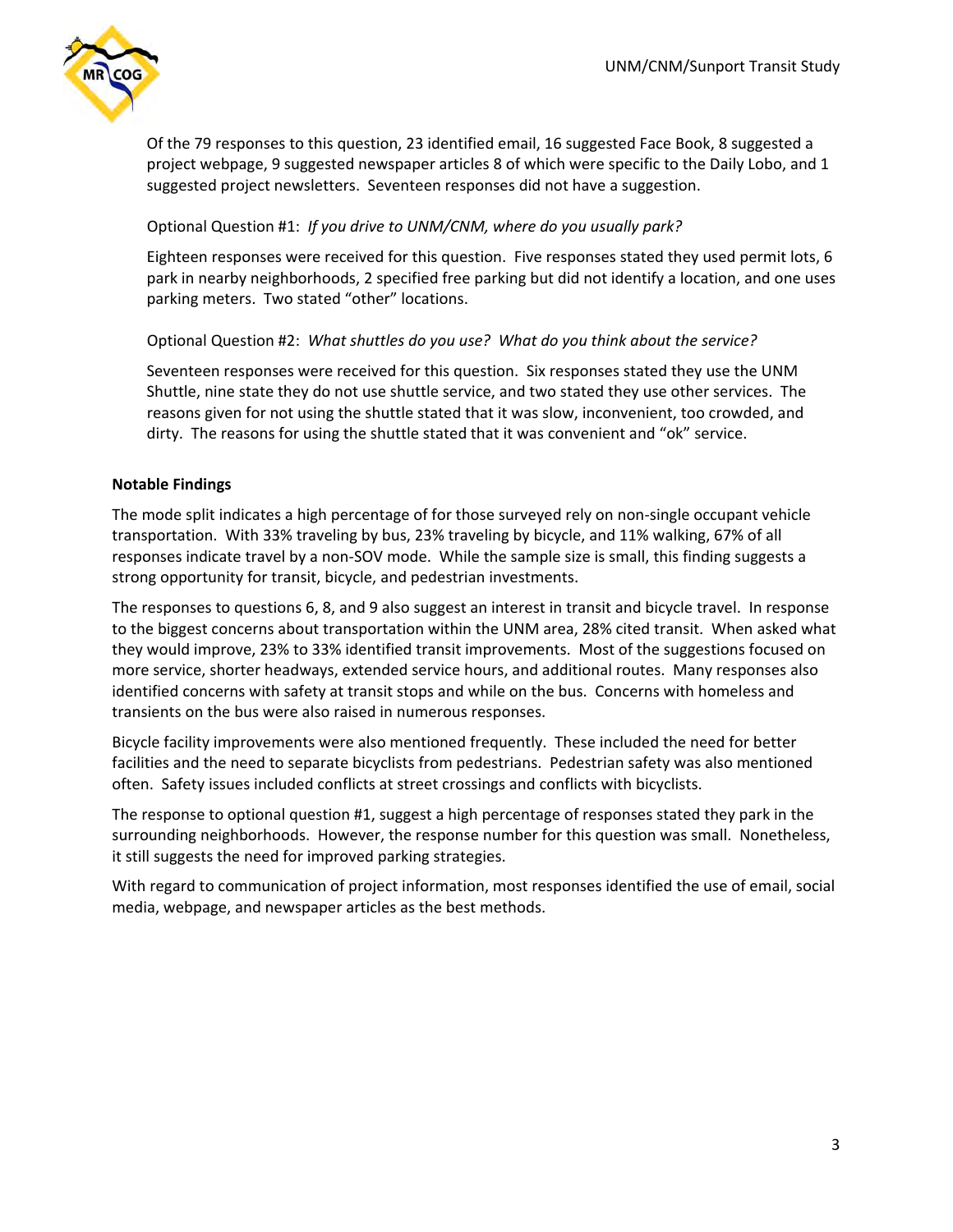Of the 79 responses to this question, 23 identified email, 16 suggested Face Book, 8 suggested a project webpage, 9 suggested newspaper articles 8 of which were specific to the Daily Lobo, and 1 suggested project newsletters. Seventeen responses did not have a suggestion.

Optional Question #1: *If you drive to UNM/CNM, where do you usually park?*

Eighteen responses were received for this question. Five responses stated they used permit lots, 6 park in nearby neighborhoods, 2 specified free parking but did not identify a location, and one uses parking meters. Two stated "other" locations.

Optional Question #2: *What shuttles do you use? What do you think about the service?*

Seventeen responses were received for this question. Six responses stated they use the UNM Shuttle, nine state they do not use shuttle service, and two stated they use other services. The reasons given for not using the shuttle stated that it was slow, inconvenient, too crowded, and dirty. The reasons for using the shuttle stated that it was convenient and "ok" service.

**Notable Findings**

The mode split indicates a high percentage of for those surveyed rely on non-single occupant vehicle transportation. With 33% traveling by bus, 23% traveling by bicycle, and 11% walking, 67% of all responses indicate travel by a non-SOV mode. While the sample size is small, this finding suggests a strong opportunity for transit, bicycle, and pedestrian investments.

The responses to questions 6, 8, and 9 also suggest an interest in transit and bicycle travel. In response to the biggest concerns about transportation within the UNM area, 28% cited transit. When asked what they would improve, 23% to 33% identified transit improvements. Most of the suggestions focused on more service, shorter headways, extended service hours, and additional routes. Many responses also identified concerns with safety at transit stops and while on the bus. Concerns with homeless and transients on the bus were also raised in numerous responses.

Bicycle facility improvements were also mentioned frequently. These included the need for better facilities and the need to separate bicyclists from pedestrians. Pedestrian safety was also mentioned often. Safety issues included conflicts at street crossings and conflicts with bicyclists.

The response to optional question #1, suggest a high percentage of responses stated they park in the surrounding neighborhoods. However, the response number for this question was small. Nonetheless, it still suggests the need for improved parking strategies.

With regard to communication of project information, most responses identified the use of email, social media, webpage, and newspaper articles as the best methods.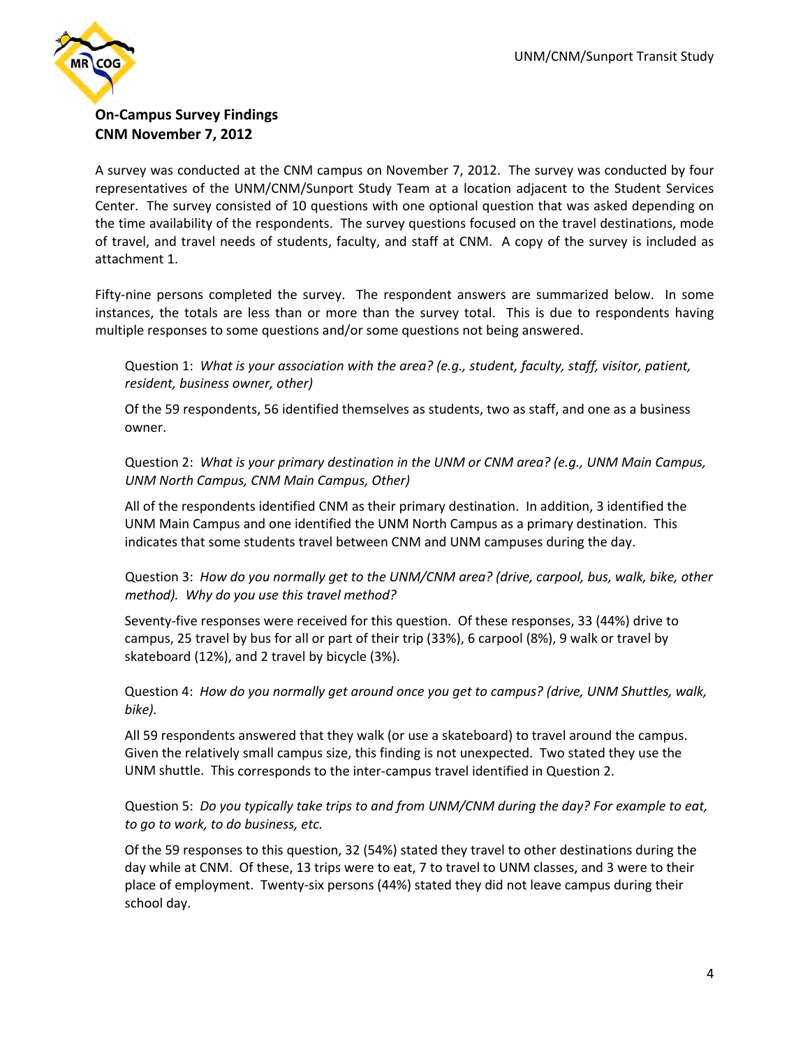**On-Campus Survey Findings**
**CNM November 7, 2012**

A survey was conducted at the CNM campus on November 7, 2012. The survey was conducted by four representatives of the UNM/CNM/Sunport Study Team at a location adjacent to the Student Services Center. The survey consisted of 10 questions with one optional question that was asked depending on the time availability of the respondents. The survey questions focused on the travel destinations, mode of travel, and travel needs of students, faculty, and staff at CNM. A copy of the survey is included as attachment 1.

Fifty-nine persons completed the survey. The respondent answers are summarized below. In some instances, the totals are less than or more than the survey total. This is due to respondents having multiple responses to some questions and/or some questions not being answered.

Question 1: *What is your association with the area? (e.g., student, faculty, staff, visitor, patient, resident, business owner, other)*

Of the 59 respondents, 56 identified themselves as students, two as staff, and one as a business owner.

Question 2: *What is your primary destination in the UNM or CNM area? (e.g., UNM Main Campus, UNM North Campus, CNM Main Campus, Other)*

All of the respondents identified CNM as their primary destination. In addition, 3 identified the UNM Main Campus and one identified the UNM North Campus as a primary destination. This indicates that some students travel between CNM and UNM campuses during the day.

Question 3: *How do you normally get to the UNM/CNM area? (drive, carpool, bus, walk, bike, other method). Why do you use this travel method?*

Seventy-five responses were received for this question. Of these responses, 33 (44%) drive to campus, 25 travel by bus for all or part of their trip (33%), 6 carpool (8%), 9 walk or travel by skateboard (12%), and 2 travel by bicycle (3%).

Question 4: *How do you normally get around once you get to campus? (drive, UNM Shuttles, walk, bike).*

All 59 respondents answered that they walk (or use a skateboard) to travel around the campus. Given the relatively small campus size, this finding is not unexpected. Two stated they use the UNM shuttle. This corresponds to the inter-campus travel identified in Question 2.

Question 5: *Do you typically take trips to and from UNM/CNM during the day? For example to eat, to go to work, to do business, etc.*

Of the 59 responses to this question, 32 (54%) stated they travel to other destinations during the day while at CNM. Of these, 13 trips were to eat, 7 to travel to UNM classes, and 3 were to their place of employment. Twenty-six persons (44%) stated they did not leave campus during their school day.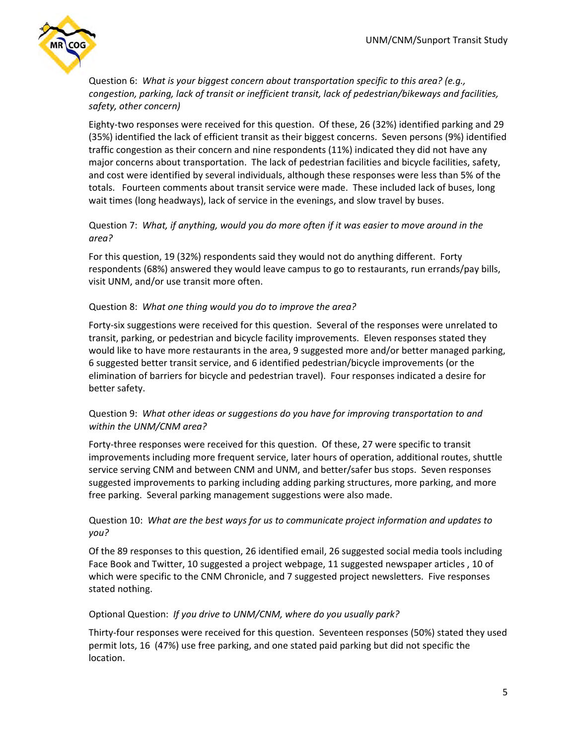Question 6: *What is your biggest concern about transportation specific to this area? (e.g., congestion, parking, lack of transit or inefficient transit, lack of pedestrian/bikeways and facilities, safety, other concern)*

Eighty-two responses were received for this question. Of these, 26 (32%) identified parking and 29 (35%) identified the lack of efficient transit as their biggest concerns. Seven persons (9%) identified traffic congestion as their concern and nine respondents (11%) indicated they did not have any major concerns about transportation. The lack of pedestrian facilities and bicycle facilities, safety, and cost were identified by several individuals, although these responses were less than 5% of the totals. Fourteen comments about transit service were made. These included lack of buses, long wait times (long headways), lack of service in the evenings, and slow travel by buses.

Question 7: *What, if anything, would you do more often if it was easier to move around in the area?*

For this question, 19 (32%) respondents said they would not do anything different. Forty respondents (68%) answered they would leave campus to go to restaurants, run errands/pay bills, visit UNM, and/or use transit more often.

Question 8: *What one thing would you do to improve the area?*

Forty-six suggestions were received for this question. Several of the responses were unrelated to transit, parking, or pedestrian and bicycle facility improvements. Eleven responses stated they would like to have more restaurants in the area, 9 suggested more and/or better managed parking, 6 suggested better transit service, and 6 identified pedestrian/bicycle improvements (or the elimination of barriers for bicycle and pedestrian travel). Four responses indicated a desire for better safety.

Question 9: *What other ideas or suggestions do you have for improving transportation to and within the UNM/CNM area?*

Forty-three responses were received for this question. Of these, 27 were specific to transit improvements including more frequent service, later hours of operation, additional routes, shuttle service serving CNM and between CNM and UNM, and better/safer bus stops. Seven responses suggested improvements to parking including adding parking structures, more parking, and more free parking. Several parking management suggestions were also made.

Question 10: *What are the best ways for us to communicate project information and updates to you?*

Of the 89 responses to this question, 26 identified email, 26 suggested social media tools including Face Book and Twitter, 10 suggested a project webpage, 11 suggested newspaper articles , 10 of which were specific to the CNM Chronicle, and 7 suggested project newsletters. Five responses stated nothing.

Optional Question: *If you drive to UNM/CNM, where do you usually park?*

Thirty-four responses were received for this question. Seventeen responses (50%) stated they used permit lots, 16 (47%) use free parking, and one stated paid parking but did not specific the location.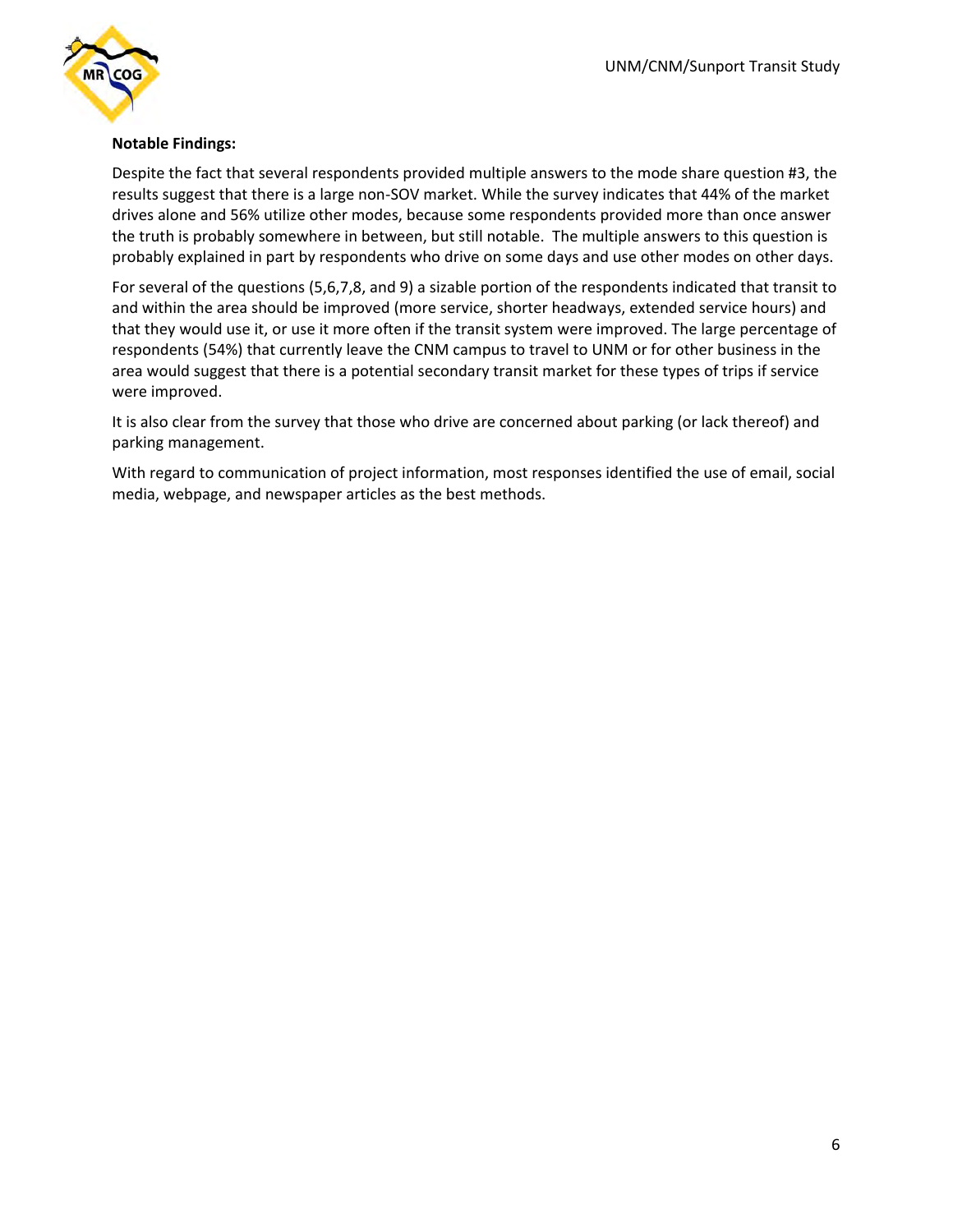**Notable Findings:**

Despite the fact that several respondents provided multiple answers to the mode share question #3, the results suggest that there is a large non-SOV market. While the survey indicates that 44% of the market drives alone and 56% utilize other modes, because some respondents provided more than once answer the truth is probably somewhere in between, but still notable. The multiple answers to this question is probably explained in part by respondents who drive on some days and use other modes on other days.

For several of the questions (5,6,7,8, and 9) a sizable portion of the respondents indicated that transit to and within the area should be improved (more service, shorter headways, extended service hours) and that they would use it, or use it more often if the transit system were improved. The large percentage of respondents (54%) that currently leave the CNM campus to travel to UNM or for other business in the area would suggest that there is a potential secondary transit market for these types of trips if service were improved.

It is also clear from the survey that those who drive are concerned about parking (or lack thereof) and parking management.

With regard to communication of project information, most responses identified the use of email, social media, webpage, and newspaper articles as the best methods.